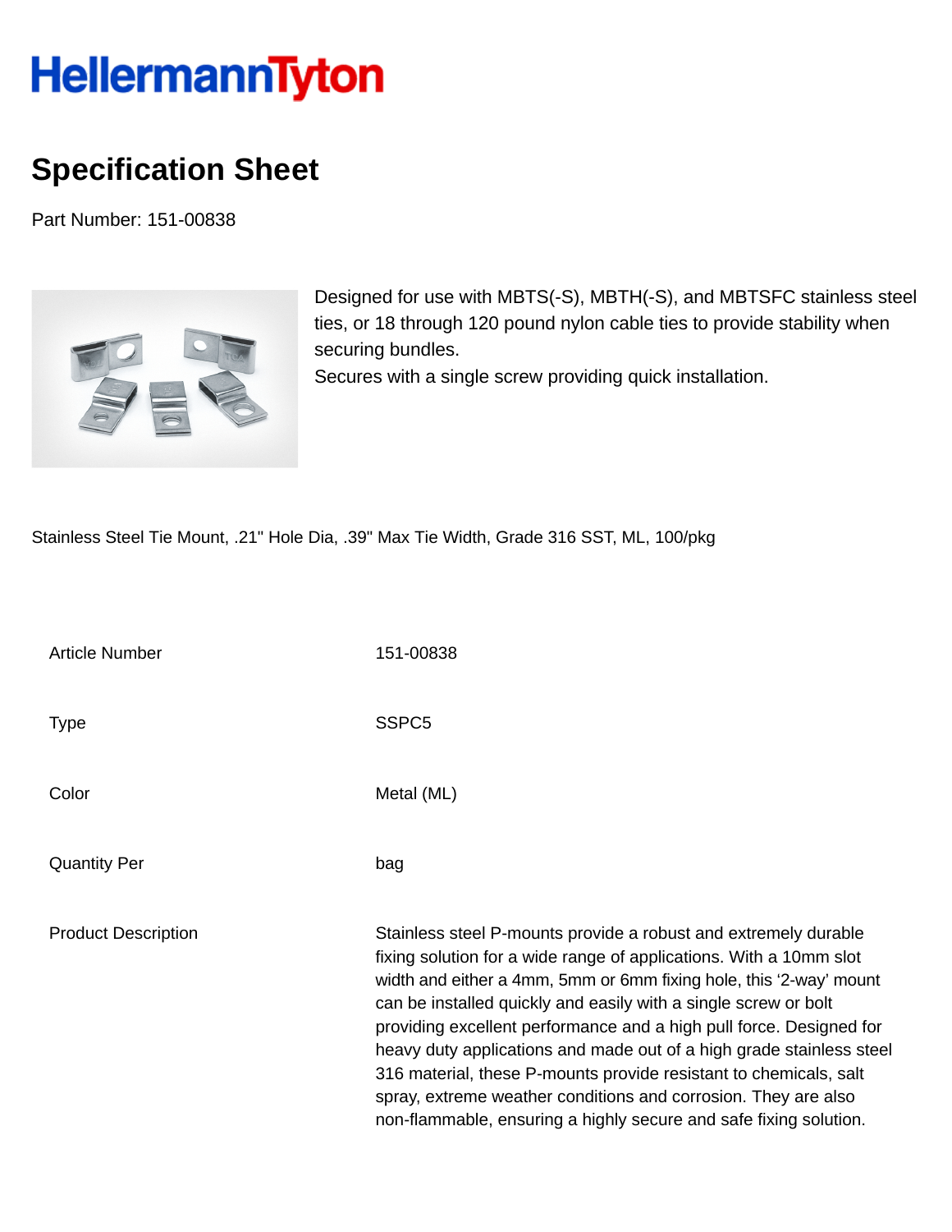HellermannTyton

# Specification Sheet

Part Number: 151-00838

Designed for use with MBTS(-S), MBTH(-S), and MBTSFC stainless steel ties, or 18 through 120 pound nylon cable ties to provide stability when securing bundles.
Secures with a single screw providing quick installation.

Stainless Steel Tie Mount, .21" Hole Dia, .39" Max Tie Width, Grade 316 SST, ML, 100/pkg

| | |
|---|---|
| Article Number | 151-00838 |
| Type | SSPC5 |
| Color | Metal (ML) |
| Quantity Per | bag |
| Product Description | Stainless steel P-mounts provide a robust and extremely durable fixing solution for a wide range of applications. With a 10mm slot width and either a 4mm, 5mm or 6mm fixing hole, this ‘2-way’ mount can be installed quickly and easily with a single screw or bolt providing excellent performance and a high pull force. Designed for heavy duty applications and made out of a high grade stainless steel 316 material, these P-mounts provide resistant to chemicals, salt spray, extreme weather conditions and corrosion. They are also non-flammable, ensuring a highly secure and safe fixing solution. |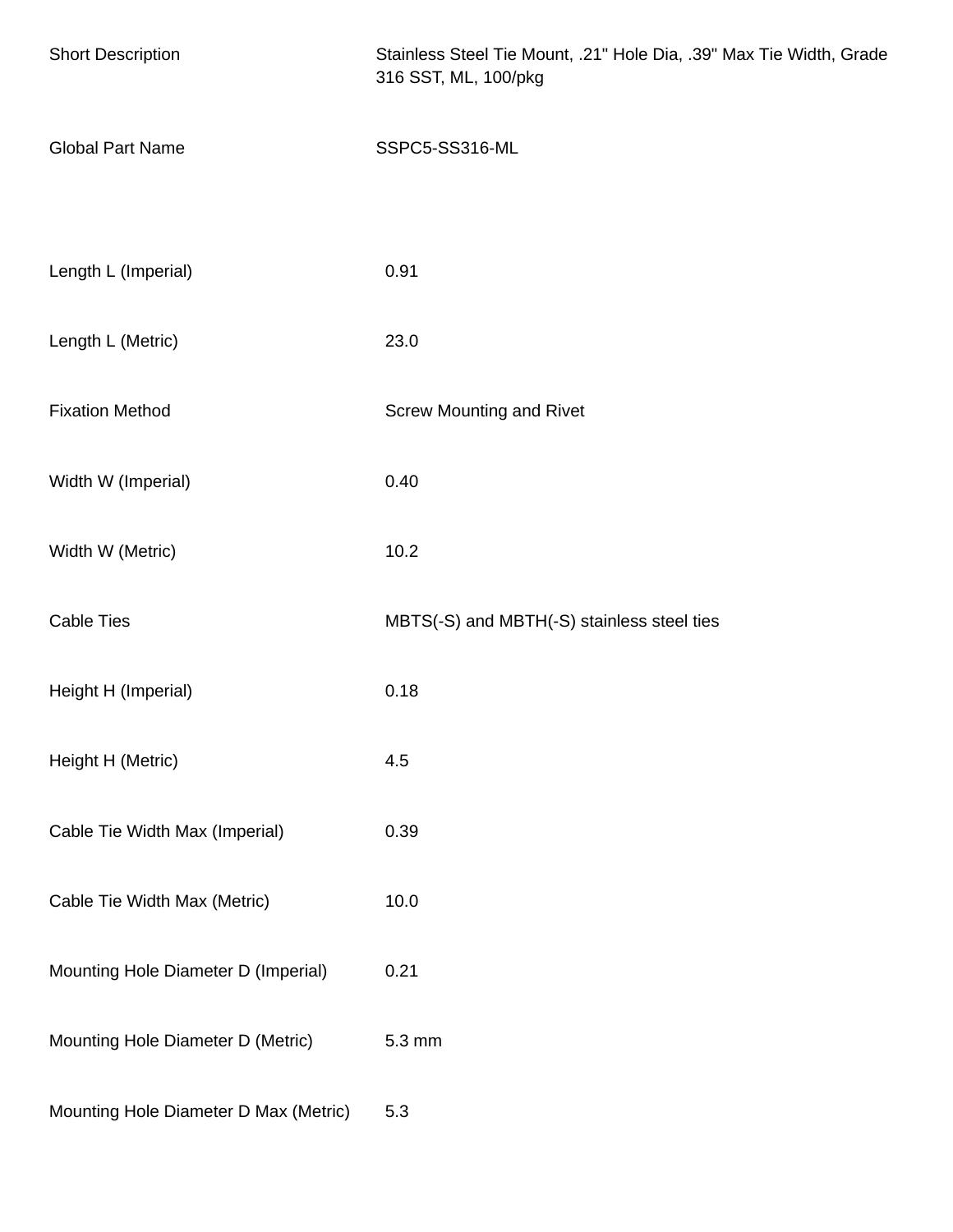| | |
|---|---|
| Short Description | Stainless Steel Tie Mount, .21" Hole Dia, .39" Max Tie Width, Grade 316 SST, ML, 100/pkg |
| Global Part Name | SSPC5-SS316-ML |
| Length L (Imperial) | 0.91 |
| Length L (Metric) | 23.0 |
| Fixation Method | Screw Mounting and Rivet |
| Width W (Imperial) | 0.40 |
| Width W (Metric) | 10.2 |
| Cable Ties | MBTS(-S) and MBTH(-S) stainless steel ties |
| Height H (Imperial) | 0.18 |
| Height H (Metric) | 4.5 |
| Cable Tie Width Max (Imperial) | 0.39 |
| Cable Tie Width Max (Metric) | 10.0 |
| Mounting Hole Diameter D (Imperial) | 0.21 |
| Mounting Hole Diameter D (Metric) | 5.3 mm |
| Mounting Hole Diameter D Max (Metric) | 5.3 |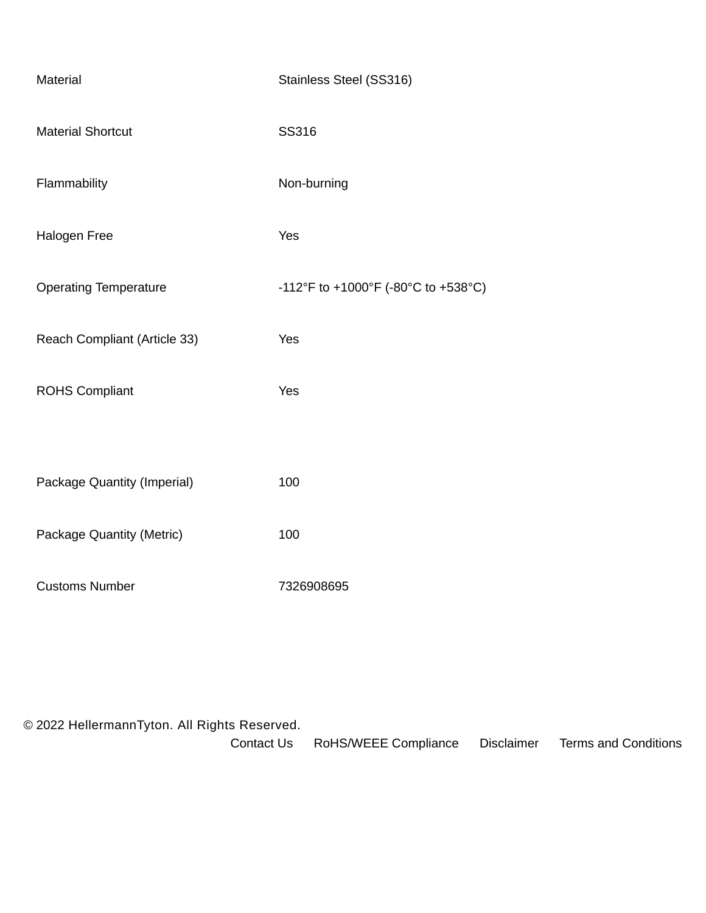| | |
|---|---|
| Material | Stainless Steel (SS316) |
| Material Shortcut | SS316 |
| Flammability | Non-burning |
| Halogen Free | Yes |
| Operating Temperature | -112°F to +1000°F (-80°C to +538°C) |
| Reach Compliant (Article 33) | Yes |
| ROHS Compliant | Yes |

| | |
|---|---|
| Package Quantity (Imperial) | 100 |
| Package Quantity (Metric) | 100 |
| Customs Number | 7326908695 |

© 2022 HellermannTyton. All Rights Reserved.

Contact Us RoHS/WEEE Compliance Disclaimer Terms and Conditions